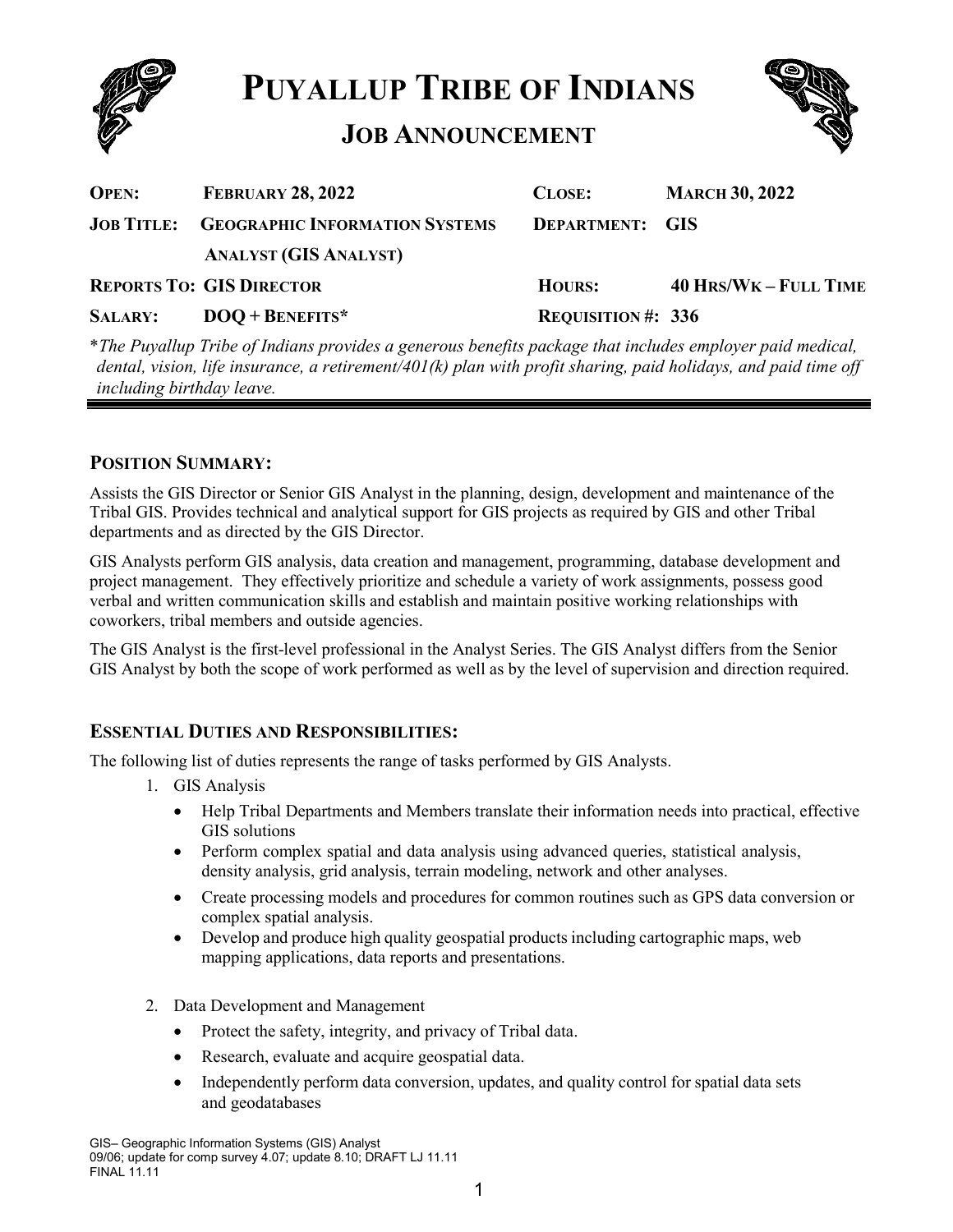# PUYALLUP TRIBE OF INDIANS

## JOB ANNOUNCEMENT

| | | | |
|---|---|---|---|
| **OPEN:** | **FEBRUARY 28, 2022** | **CLOSE:** | **MARCH 30, 2022** |
| **JOB TITLE:** | **GEOGRAPHIC INFORMATION SYSTEMS ANALYST (GIS ANALYST)** | **DEPARTMENT:** | **GIS** |
| **REPORTS TO:** | **GIS DIRECTOR** | **HOURS:** | **40 HRS/WK – FULL TIME** |
| **SALARY:** | **DOQ + BENEFITS*** | **REQUISITION #:** | **336** |

*\*The Puyallup Tribe of Indians provides a generous benefits package that includes employer paid medical, dental, vision, life insurance, a retirement/401(k) plan with profit sharing, paid holidays, and paid time off including birthday leave.*

### POSITION SUMMARY:

Assists the GIS Director or Senior GIS Analyst in the planning, design, development and maintenance of the Tribal GIS. Provides technical and analytical support for GIS projects as required by GIS and other Tribal departments and as directed by the GIS Director.

GIS Analysts perform GIS analysis, data creation and management, programming, database development and project management. They effectively prioritize and schedule a variety of work assignments, possess good verbal and written communication skills and establish and maintain positive working relationships with coworkers, tribal members and outside agencies.

The GIS Analyst is the first-level professional in the Analyst Series. The GIS Analyst differs from the Senior GIS Analyst by both the scope of work performed as well as by the level of supervision and direction required.

### ESSENTIAL DUTIES AND RESPONSIBILITIES:

The following list of duties represents the range of tasks performed by GIS Analysts.

1. GIS Analysis
   - Help Tribal Departments and Members translate their information needs into practical, effective GIS solutions
   - Perform complex spatial and data analysis using advanced queries, statistical analysis, density analysis, grid analysis, terrain modeling, network and other analyses.
   - Create processing models and procedures for common routines such as GPS data conversion or complex spatial analysis.
   - Develop and produce high quality geospatial products including cartographic maps, web mapping applications, data reports and presentations.

2. Data Development and Management
   - Protect the safety, integrity, and privacy of Tribal data.
   - Research, evaluate and acquire geospatial data.
   - Independently perform data conversion, updates, and quality control for spatial data sets and geodatabases

GIS– Geographic Information Systems (GIS) Analyst
09/06; update for comp survey 4.07; update 8.10; DRAFT LJ 11.11
FINAL 11.11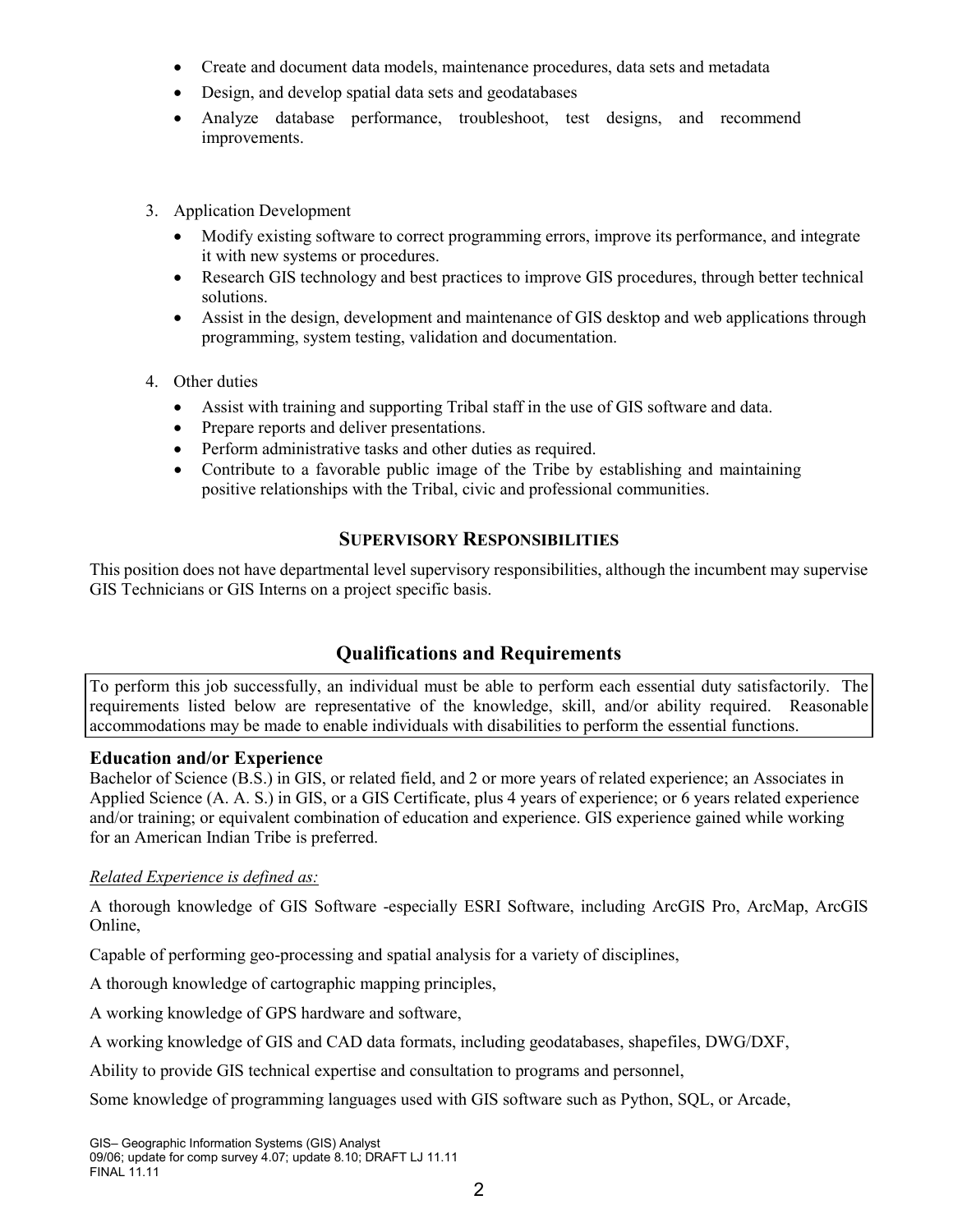- Create and document data models, maintenance procedures, data sets and metadata
- Design, and develop spatial data sets and geodatabases
- Analyze database performance, troubleshoot, test designs, and recommend improvements.

3. Application Development
   - Modify existing software to correct programming errors, improve its performance, and integrate it with new systems or procedures.
   - Research GIS technology and best practices to improve GIS procedures, through better technical solutions.
   - Assist in the design, development and maintenance of GIS desktop and web applications through programming, system testing, validation and documentation.

4. Other duties
   - Assist with training and supporting Tribal staff in the use of GIS software and data.
   - Prepare reports and deliver presentations.
   - Perform administrative tasks and other duties as required.
   - Contribute to a favorable public image of the Tribe by establishing and maintaining positive relationships with the Tribal, civic and professional communities.

### SUPERVISORY RESPONSIBILITIES

This position does not have departmental level supervisory responsibilities, although the incumbent may supervise GIS Technicians or GIS Interns on a project specific basis.

## Qualifications and Requirements

To perform this job successfully, an individual must be able to perform each essential duty satisfactorily. The requirements listed below are representative of the knowledge, skill, and/or ability required. Reasonable accommodations may be made to enable individuals with disabilities to perform the essential functions.

**Education and/or Experience**

Bachelor of Science (B.S.) in GIS, or related field, and 2 or more years of related experience; an Associates in Applied Science (A. A. S.) in GIS, or a GIS Certificate, plus 4 years of experience; or 6 years related experience and/or training; or equivalent combination of education and experience. GIS experience gained while working for an American Indian Tribe is preferred.

*Related Experience is defined as:*

A thorough knowledge of GIS Software -especially ESRI Software, including ArcGIS Pro, ArcMap, ArcGIS Online,

Capable of performing geo-processing and spatial analysis for a variety of disciplines,

A thorough knowledge of cartographic mapping principles,

A working knowledge of GPS hardware and software,

A working knowledge of GIS and CAD data formats, including geodatabases, shapefiles, DWG/DXF,

Ability to provide GIS technical expertise and consultation to programs and personnel,

Some knowledge of programming languages used with GIS software such as Python, SQL, or Arcade,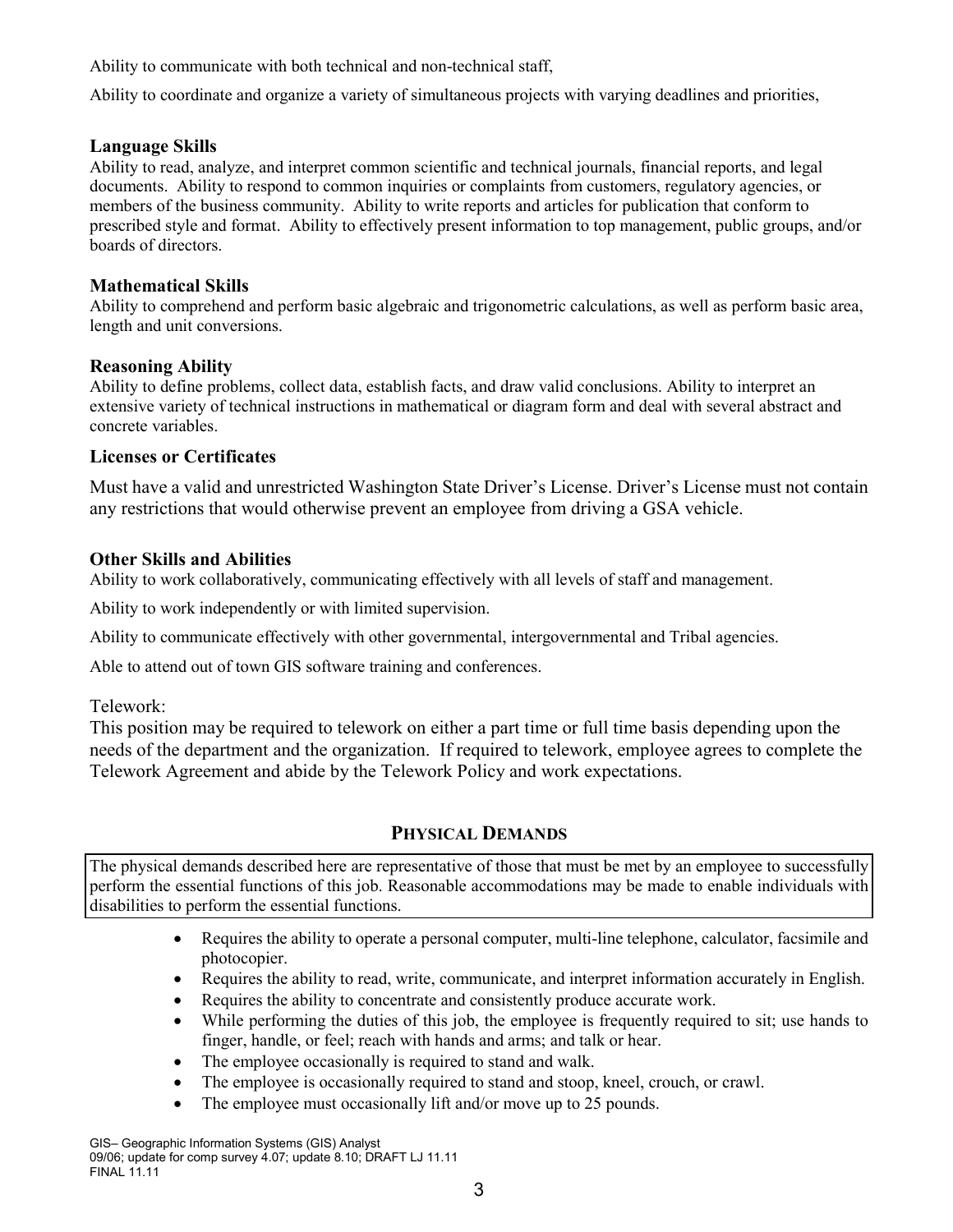Ability to communicate with both technical and non-technical staff,

Ability to coordinate and organize a variety of simultaneous projects with varying deadlines and priorities,

### Language Skills

Ability to read, analyze, and interpret common scientific and technical journals, financial reports, and legal documents. Ability to respond to common inquiries or complaints from customers, regulatory agencies, or members of the business community. Ability to write reports and articles for publication that conform to prescribed style and format. Ability to effectively present information to top management, public groups, and/or boards of directors.

### Mathematical Skills

Ability to comprehend and perform basic algebraic and trigonometric calculations, as well as perform basic area, length and unit conversions.

### Reasoning Ability

Ability to define problems, collect data, establish facts, and draw valid conclusions. Ability to interpret an extensive variety of technical instructions in mathematical or diagram form and deal with several abstract and concrete variables.

### Licenses or Certificates

Must have a valid and unrestricted Washington State Driver's License. Driver's License must not contain any restrictions that would otherwise prevent an employee from driving a GSA vehicle.

### Other Skills and Abilities

Ability to work collaboratively, communicating effectively with all levels of staff and management.

Ability to work independently or with limited supervision.

Ability to communicate effectively with other governmental, intergovernmental and Tribal agencies.

Able to attend out of town GIS software training and conferences.

Telework:

This position may be required to telework on either a part time or full time basis depending upon the needs of the department and the organization. If required to telework, employee agrees to complete the Telework Agreement and abide by the Telework Policy and work expectations.

## PHYSICAL DEMANDS

The physical demands described here are representative of those that must be met by an employee to successfully perform the essential functions of this job. Reasonable accommodations may be made to enable individuals with disabilities to perform the essential functions.

- Requires the ability to operate a personal computer, multi-line telephone, calculator, facsimile and photocopier.
- Requires the ability to read, write, communicate, and interpret information accurately in English.
- Requires the ability to concentrate and consistently produce accurate work.
- While performing the duties of this job, the employee is frequently required to sit; use hands to finger, handle, or feel; reach with hands and arms; and talk or hear.
- The employee occasionally is required to stand and walk.
- The employee is occasionally required to stand and stoop, kneel, crouch, or crawl.
- The employee must occasionally lift and/or move up to 25 pounds.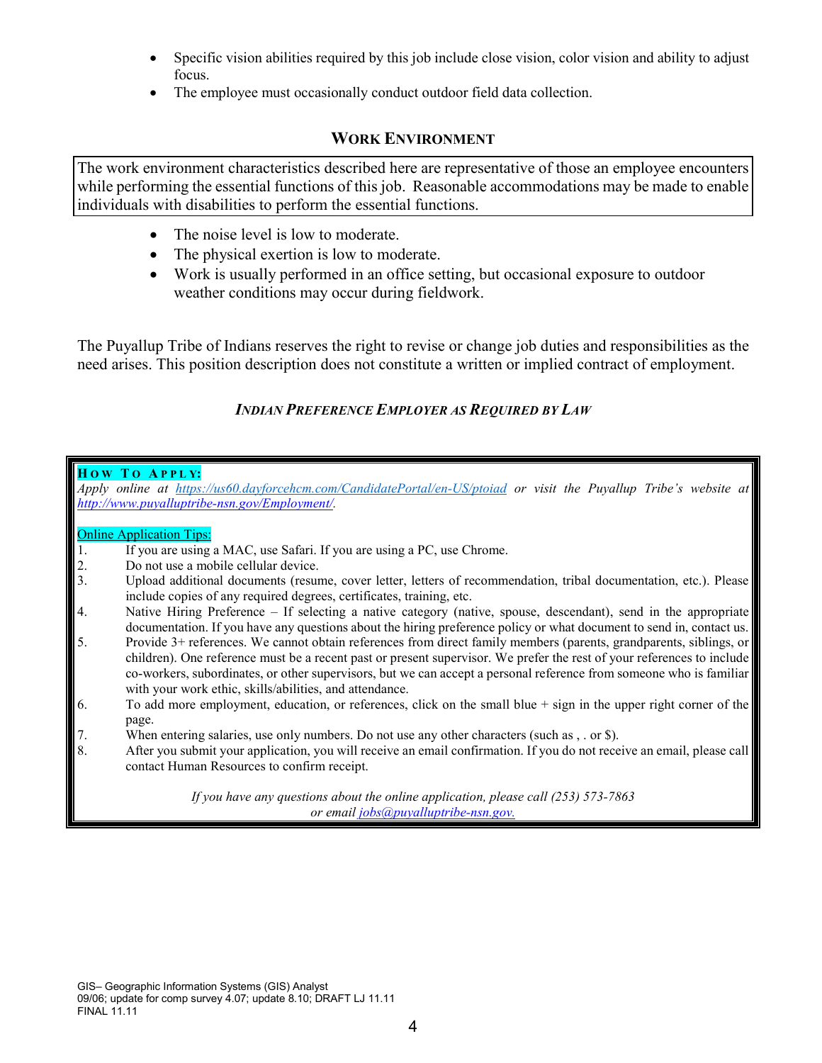- Specific vision abilities required by this job include close vision, color vision and ability to adjust focus.
- The employee must occasionally conduct outdoor field data collection.

## Work Environment

The work environment characteristics described here are representative of those an employee encounters while performing the essential functions of this job. Reasonable accommodations may be made to enable individuals with disabilities to perform the essential functions.

- The noise level is low to moderate.
- The physical exertion is low to moderate.
- Work is usually performed in an office setting, but occasional exposure to outdoor weather conditions may occur during fieldwork.

The Puyallup Tribe of Indians reserves the right to revise or change job duties and responsibilities as the need arises. This position description does not constitute a written or implied contract of employment.

***Indian Preference Employer as Required by Law***

**How To Apply:**

*Apply online at https://us60.dayforcehcm.com/CandidatePortal/en-US/ptoiad or visit the Puyallup Tribe's website at http://www.puyalluptribe-nsn.gov/Employment/.*

Online Application Tips:

1. If you are using a MAC, use Safari. If you are using a PC, use Chrome.
2. Do not use a mobile cellular device.
3. Upload additional documents (resume, cover letter, letters of recommendation, tribal documentation, etc.). Please include copies of any required degrees, certificates, training, etc.
4. Native Hiring Preference – If selecting a native category (native, spouse, descendant), send in the appropriate documentation. If you have any questions about the hiring preference policy or what document to send in, contact us.
5. Provide 3+ references. We cannot obtain references from direct family members (parents, grandparents, siblings, or children). One reference must be a recent past or present supervisor. We prefer the rest of your references to include co-workers, subordinates, or other supervisors, but we can accept a personal reference from someone who is familiar with your work ethic, skills/abilities, and attendance.
6. To add more employment, education, or references, click on the small blue + sign in the upper right corner of the page.
7. When entering salaries, use only numbers. Do not use any other characters (such as , . or $).
8. After you submit your application, you will receive an email confirmation. If you do not receive an email, please call contact Human Resources to confirm receipt.

*If you have any questions about the online application, please call (253) 573-7863 or email jobs@puyalluptribe-nsn.gov.*

GIS– Geographic Information Systems (GIS) Analyst
09/06; update for comp survey 4.07; update 8.10; DRAFT LJ 11.11
FINAL 11.11